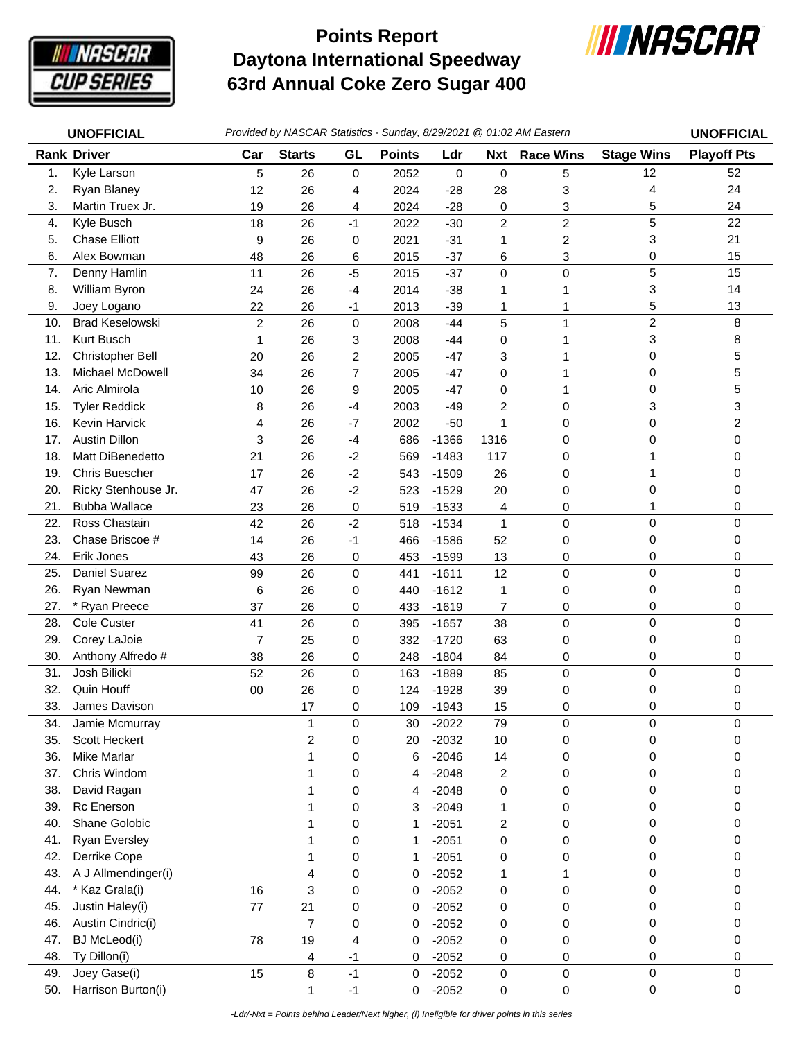# Points Report
# Daytona International Speedway
# 63rd Annual Coke Zero Sugar 400

**UNOFFICIAL** *Provided by NASCAR Statistics - Sunday, 8/29/2021 @ 01:02 AM Eastern* **UNOFFICIAL**

| Rank | Driver | Car | Starts | GL | Points | Ldr | Nxt | Race Wins | Stage Wins | Playoff Pts |
|---|---|---|---|---|---|---|---|---|---|---|
| 1. | Kyle Larson | 5 | 26 | 0 | 2052 | 0 | 0 | 5 | 12 | 52 |
| 2. | Ryan Blaney | 12 | 26 | 4 | 2024 | -28 | 28 | 3 | 4 | 24 |
| 3. | Martin Truex Jr. | 19 | 26 | 4 | 2024 | -28 | 0 | 3 | 5 | 24 |
| 4. | Kyle Busch | 18 | 26 | -1 | 2022 | -30 | 2 | 2 | 5 | 22 |
| 5. | Chase Elliott | 9 | 26 | 0 | 2021 | -31 | 1 | 2 | 3 | 21 |
| 6. | Alex Bowman | 48 | 26 | 6 | 2015 | -37 | 6 | 3 | 0 | 15 |
| 7. | Denny Hamlin | 11 | 26 | -5 | 2015 | -37 | 0 | 0 | 5 | 15 |
| 8. | William Byron | 24 | 26 | -4 | 2014 | -38 | 1 | 1 | 3 | 14 |
| 9. | Joey Logano | 22 | 26 | -1 | 2013 | -39 | 1 | 1 | 5 | 13 |
| 10. | Brad Keselowski | 2 | 26 | 0 | 2008 | -44 | 5 | 1 | 2 | 8 |
| 11. | Kurt Busch | 1 | 26 | 3 | 2008 | -44 | 0 | 1 | 3 | 8 |
| 12. | Christopher Bell | 20 | 26 | 2 | 2005 | -47 | 3 | 1 | 0 | 5 |
| 13. | Michael McDowell | 34 | 26 | 7 | 2005 | -47 | 0 | 1 | 0 | 5 |
| 14. | Aric Almirola | 10 | 26 | 9 | 2005 | -47 | 0 | 1 | 0 | 5 |
| 15. | Tyler Reddick | 8 | 26 | -4 | 2003 | -49 | 2 | 0 | 3 | 3 |
| 16. | Kevin Harvick | 4 | 26 | -7 | 2002 | -50 | 1 | 0 | 0 | 2 |
| 17. | Austin Dillon | 3 | 26 | -4 | 686 | -1366 | 1316 | 0 | 0 | 0 |
| 18. | Matt DiBenedetto | 21 | 26 | -2 | 569 | -1483 | 117 | 0 | 1 | 0 |
| 19. | Chris Buescher | 17 | 26 | -2 | 543 | -1509 | 26 | 0 | 1 | 0 |
| 20. | Ricky Stenhouse Jr. | 47 | 26 | -2 | 523 | -1529 | 20 | 0 | 0 | 0 |
| 21. | Bubba Wallace | 23 | 26 | 0 | 519 | -1533 | 4 | 0 | 1 | 0 |
| 22. | Ross Chastain | 42 | 26 | -2 | 518 | -1534 | 1 | 0 | 0 | 0 |
| 23. | Chase Briscoe # | 14 | 26 | -1 | 466 | -1586 | 52 | 0 | 0 | 0 |
| 24. | Erik Jones | 43 | 26 | 0 | 453 | -1599 | 13 | 0 | 0 | 0 |
| 25. | Daniel Suarez | 99 | 26 | 0 | 441 | -1611 | 12 | 0 | 0 | 0 |
| 26. | Ryan Newman | 6 | 26 | 0 | 440 | -1612 | 1 | 0 | 0 | 0 |
| 27. | * Ryan Preece | 37 | 26 | 0 | 433 | -1619 | 7 | 0 | 0 | 0 |
| 28. | Cole Custer | 41 | 26 | 0 | 395 | -1657 | 38 | 0 | 0 | 0 |
| 29. | Corey LaJoie | 7 | 25 | 0 | 332 | -1720 | 63 | 0 | 0 | 0 |
| 30. | Anthony Alfredo # | 38 | 26 | 0 | 248 | -1804 | 84 | 0 | 0 | 0 |
| 31. | Josh Bilicki | 52 | 26 | 0 | 163 | -1889 | 85 | 0 | 0 | 0 |
| 32. | Quin Houff | 00 | 26 | 0 | 124 | -1928 | 39 | 0 | 0 | 0 |
| 33. | James Davison | | 17 | 0 | 109 | -1943 | 15 | 0 | 0 | 0 |
| 34. | Jamie Mcmurray | | 1 | 0 | 30 | -2022 | 79 | 0 | 0 | 0 |
| 35. | Scott Heckert | | 2 | 0 | 20 | -2032 | 10 | 0 | 0 | 0 |
| 36. | Mike Marlar | | 1 | 0 | 6 | -2046 | 14 | 0 | 0 | 0 |
| 37. | Chris Windom | | 1 | 0 | 4 | -2048 | 2 | 0 | 0 | 0 |
| 38. | David Ragan | | 1 | 0 | 4 | -2048 | 0 | 0 | 0 | 0 |
| 39. | Rc Enerson | | 1 | 0 | 3 | -2049 | 1 | 0 | 0 | 0 |
| 40. | Shane Golobic | | 1 | 0 | 1 | -2051 | 2 | 0 | 0 | 0 |
| 41. | Ryan Eversley | | 1 | 0 | 1 | -2051 | 0 | 0 | 0 | 0 |
| 42. | Derrike Cope | | 1 | 0 | 1 | -2051 | 0 | 0 | 0 | 0 |
| 43. | A J Allmendinger(i) | | 4 | 0 | 0 | -2052 | 1 | 1 | 0 | 0 |
| 44. | * Kaz Grala(i) | 16 | 3 | 0 | 0 | -2052 | 0 | 0 | 0 | 0 |
| 45. | Justin Haley(i) | 77 | 21 | 0 | 0 | -2052 | 0 | 0 | 0 | 0 |
| 46. | Austin Cindric(i) | | 7 | 0 | 0 | -2052 | 0 | 0 | 0 | 0 |
| 47. | BJ McLeod(i) | 78 | 19 | 4 | 0 | -2052 | 0 | 0 | 0 | 0 |
| 48. | Ty Dillon(i) | | 4 | -1 | 0 | -2052 | 0 | 0 | 0 | 0 |
| 49. | Joey Gase(i) | 15 | 8 | -1 | 0 | -2052 | 0 | 0 | 0 | 0 |
| 50. | Harrison Burton(i) | | 1 | -1 | 0 | -2052 | 0 | 0 | 0 | 0 |

*-Ldr/-Nxt = Points behind Leader/Next higher, (i) Ineligible for driver points in this series*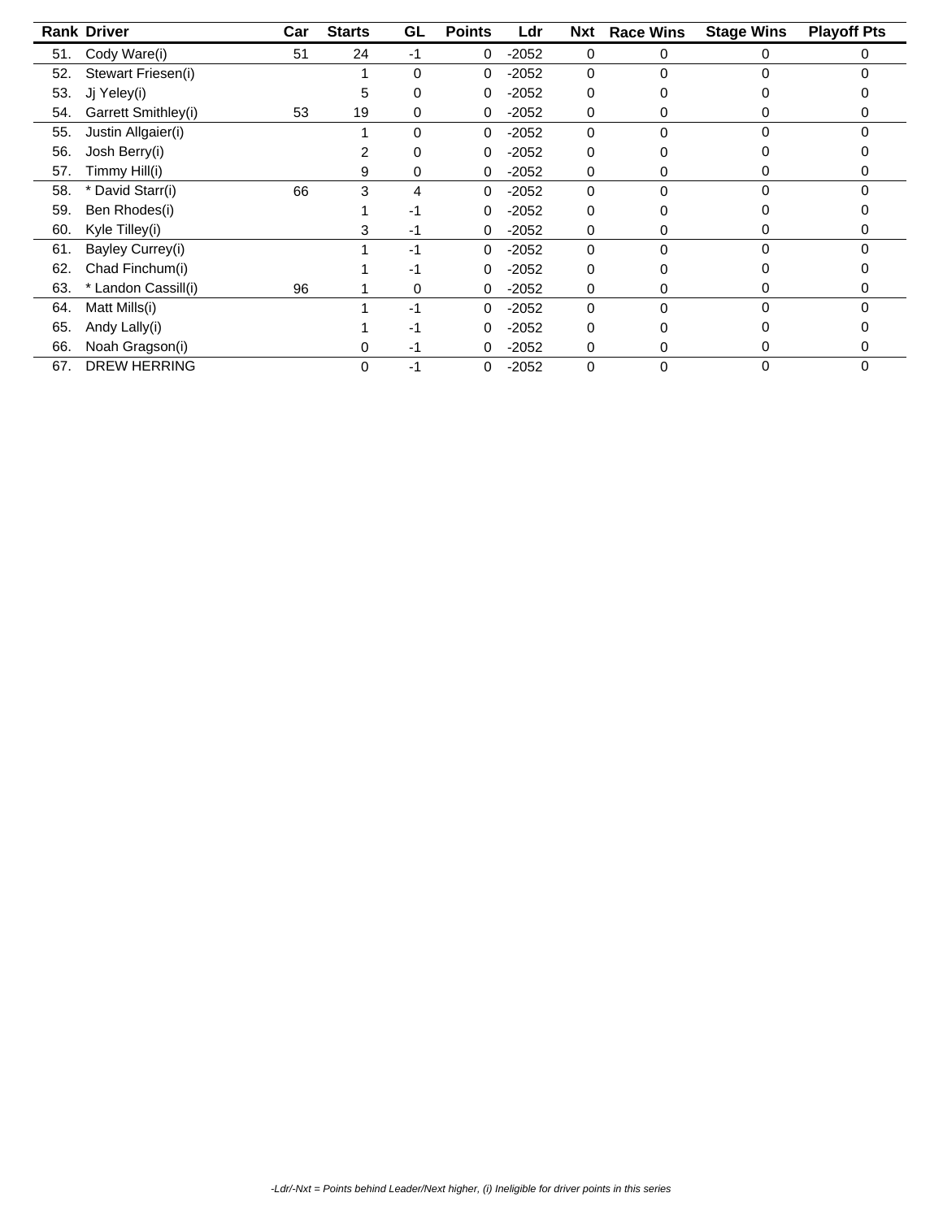| Rank | Driver | Car | Starts | GL | Points | Ldr | Nxt | Race Wins | Stage Wins | Playoff Pts |
|---|---|---|---|---|---|---|---|---|---|---|
| 51. | Cody Ware(i) | 51 | 24 | -1 | 0 | -2052 | 0 | 0 | 0 | 0 |
| 52. | Stewart Friesen(i) | | 1 | 0 | 0 | -2052 | 0 | 0 | 0 | 0 |
| 53. | Jj Yeley(i) | | 5 | 0 | 0 | -2052 | 0 | 0 | 0 | 0 |
| 54. | Garrett Smithley(i) | 53 | 19 | 0 | 0 | -2052 | 0 | 0 | 0 | 0 |
| 55. | Justin Allgaier(i) | | 1 | 0 | 0 | -2052 | 0 | 0 | 0 | 0 |
| 56. | Josh Berry(i) | | 2 | 0 | 0 | -2052 | 0 | 0 | 0 | 0 |
| 57. | Timmy Hill(i) | | 9 | 0 | 0 | -2052 | 0 | 0 | 0 | 0 |
| 58. | * David Starr(i) | 66 | 3 | 4 | 0 | -2052 | 0 | 0 | 0 | 0 |
| 59. | Ben Rhodes(i) | | 1 | -1 | 0 | -2052 | 0 | 0 | 0 | 0 |
| 60. | Kyle Tilley(i) | | 3 | -1 | 0 | -2052 | 0 | 0 | 0 | 0 |
| 61. | Bayley Currey(i) | | 1 | -1 | 0 | -2052 | 0 | 0 | 0 | 0 |
| 62. | Chad Finchum(i) | | 1 | -1 | 0 | -2052 | 0 | 0 | 0 | 0 |
| 63. | * Landon Cassill(i) | 96 | 1 | 0 | 0 | -2052 | 0 | 0 | 0 | 0 |
| 64. | Matt Mills(i) | | 1 | -1 | 0 | -2052 | 0 | 0 | 0 | 0 |
| 65. | Andy Lally(i) | | 1 | -1 | 0 | -2052 | 0 | 0 | 0 | 0 |
| 66. | Noah Gragson(i) | | 0 | -1 | 0 | -2052 | 0 | 0 | 0 | 0 |
| 67. | DREW HERRING | | 0 | -1 | 0 | -2052 | 0 | 0 | 0 | 0 |

*-Ldr/-Nxt = Points behind Leader/Next higher, (i) Ineligible for driver points in this series*